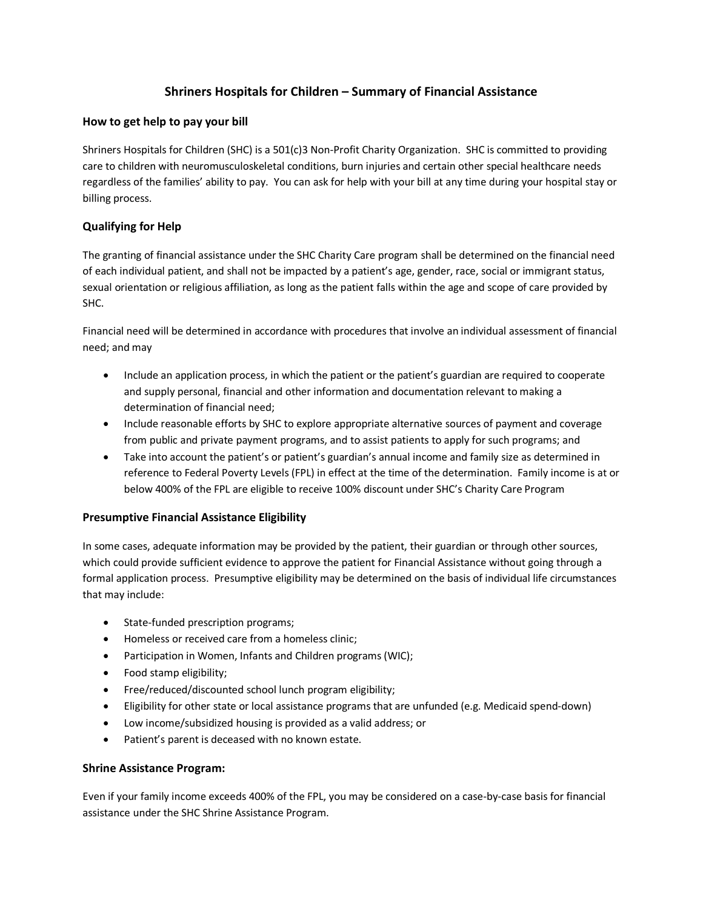# Shriners Hospitals for Children – Summary of Financial Assistance

### How to get help to pay your bill

Shriners Hospitals for Children (SHC) is a 501(c)3 Non-Profit Charity Organization. SHC is committed to providing care to children with neuromusculoskeletal conditions, burn injuries and certain other special healthcare needs regardless of the families' ability to pay. You can ask for help with your bill at any time during your hospital stay or billing process.

### Qualifying for Help

The granting of financial assistance under the SHC Charity Care program shall be determined on the financial need of each individual patient, and shall not be impacted by a patient's age, gender, race, social or immigrant status, sexual orientation or religious affiliation, as long as the patient falls within the age and scope of care provided by SHC.

Financial need will be determined in accordance with procedures that involve an individual assessment of financial need; and may

- Include an application process, in which the patient or the patient's guardian are required to cooperate and supply personal, financial and other information and documentation relevant to making a determination of financial need;
- Include reasonable efforts by SHC to explore appropriate alternative sources of payment and coverage from public and private payment programs, and to assist patients to apply for such programs; and
- Take into account the patient's or patient's guardian's annual income and family size as determined in reference to Federal Poverty Levels (FPL) in effect at the time of the determination. Family income is at or below 400% of the FPL are eligible to receive 100% discount under SHC's Charity Care Program

### Presumptive Financial Assistance Eligibility

In some cases, adequate information may be provided by the patient, their guardian or through other sources, which could provide sufficient evidence to approve the patient for Financial Assistance without going through a formal application process. Presumptive eligibility may be determined on the basis of individual life circumstances that may include:

- State-funded prescription programs;
- Homeless or received care from a homeless clinic;
- Participation in Women, Infants and Children programs (WIC);
- Food stamp eligibility;
- Free/reduced/discounted school lunch program eligibility;
- Eligibility for other state or local assistance programs that are unfunded (e.g. Medicaid spend-down)
- Low income/subsidized housing is provided as a valid address; or
- Patient's parent is deceased with no known estate.

### Shrine Assistance Program:

Even if your family income exceeds 400% of the FPL, you may be considered on a case-by-case basis for financial assistance under the SHC Shrine Assistance Program.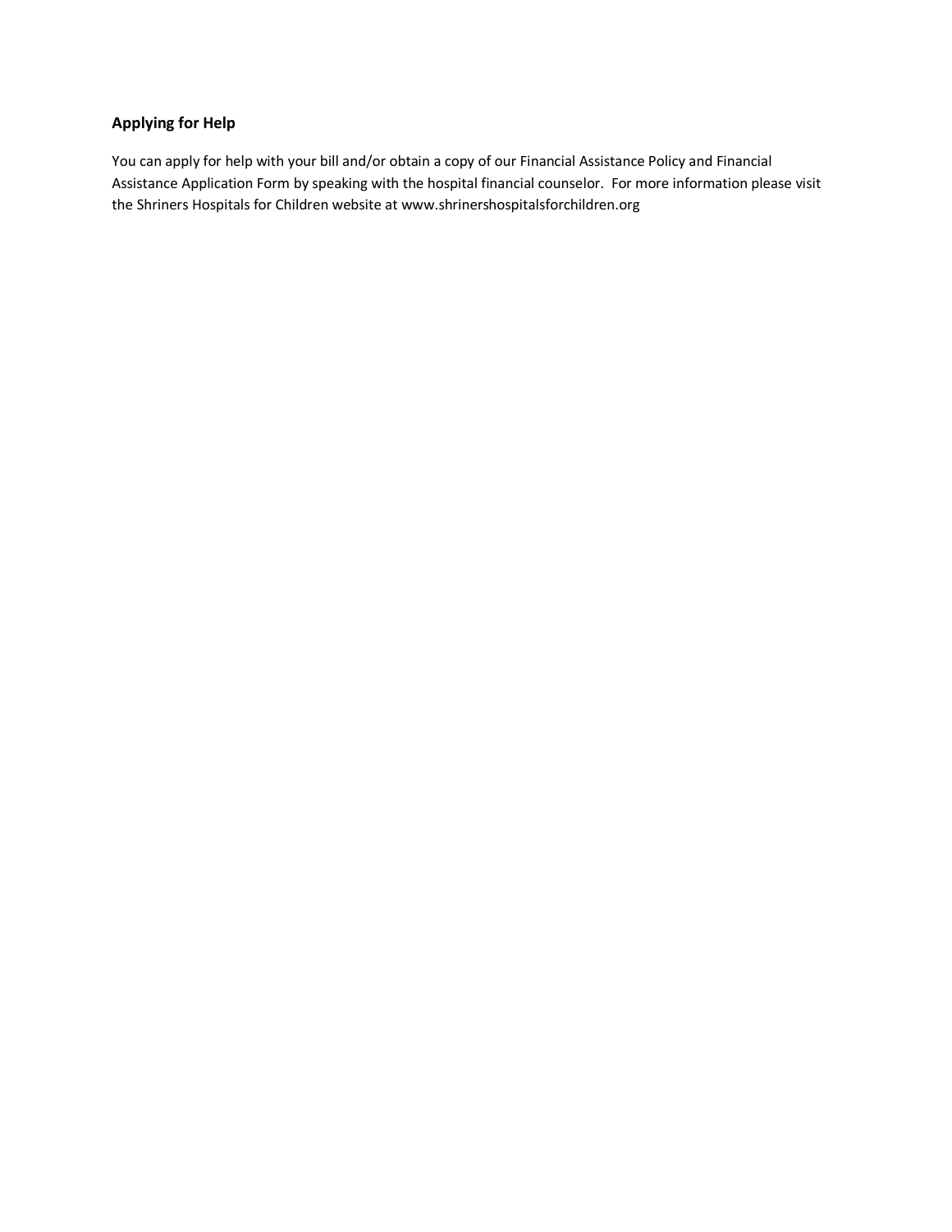### Applying for Help

You can apply for help with your bill and/or obtain a copy of our Financial Assistance Policy and Financial Assistance Application Form by speaking with the hospital financial counselor. For more information please visit the Shriners Hospitals for Children website at www.shrinershospitalsforchildren.org